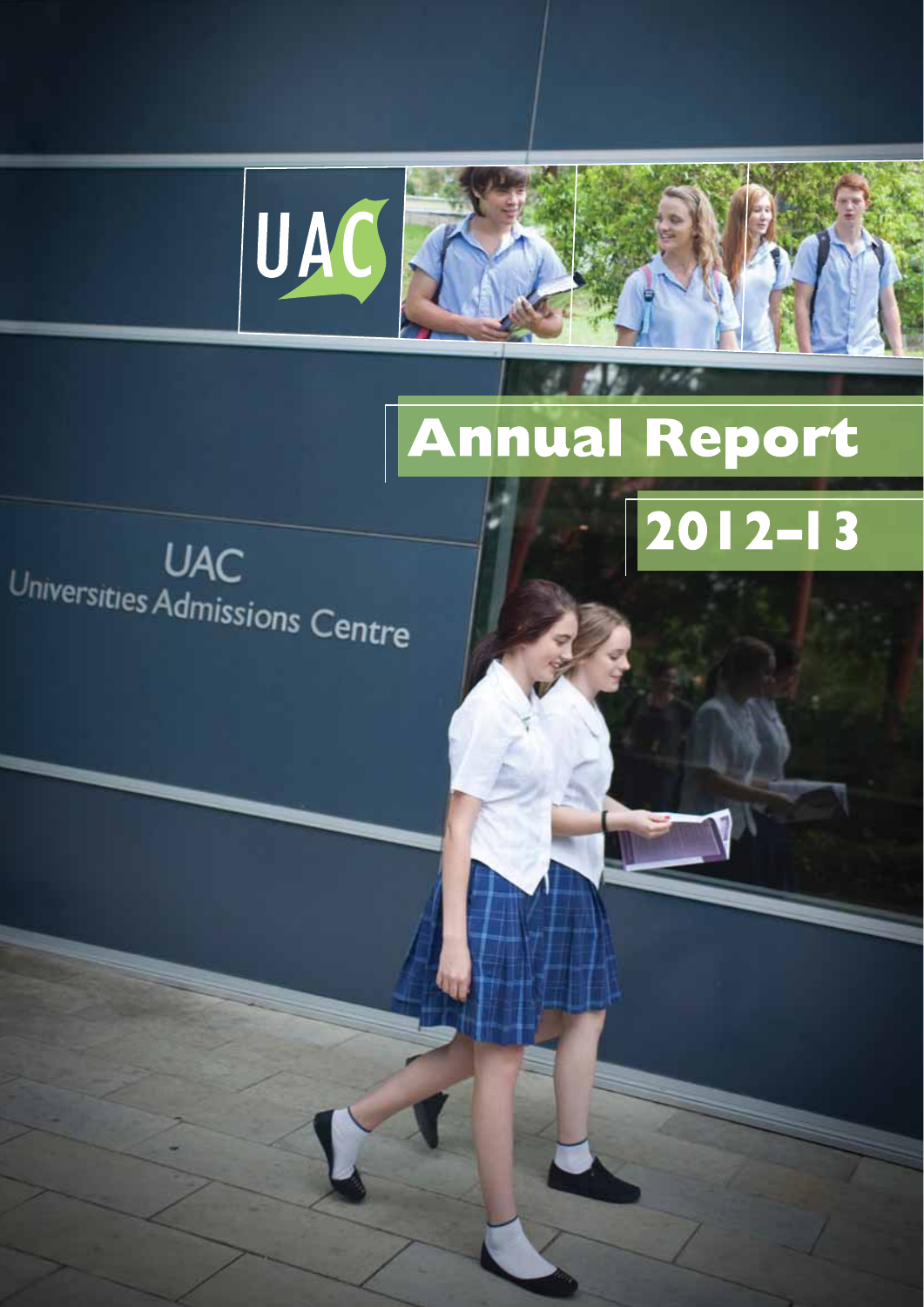# Annual Report

# 2012–13

UAC

Universities Admissions Centre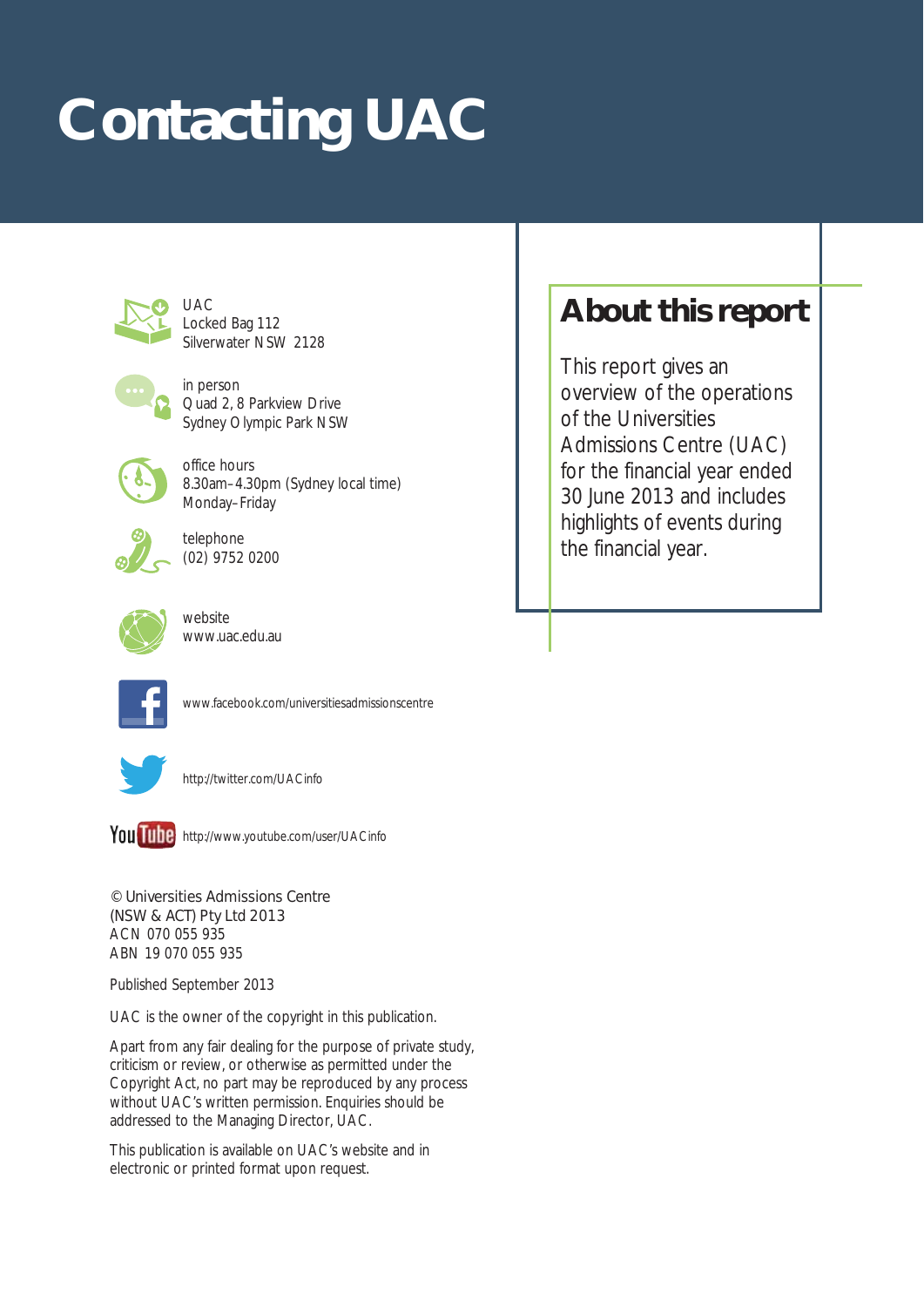# Contacting UAC

UAC
Locked Bag 112
Silverwater NSW 2128

in person
Quad 2, 8 Parkview Drive
Sydney Olympic Park NSW

office hours
8.30am–4.30pm (Sydney local time)
Monday–Friday

telephone
(02) 9752 0200

website
www.uac.edu.au

www.facebook.com/universitiesadmissionscentre

http://twitter.com/UACinfo

http://www.youtube.com/user/UACinfo

© Universities Admissions Centre
(NSW & ACT) Pty Ltd 2013
ACN 070 055 935
ABN 19 070 055 935

Published September 2013

UAC is the owner of the copyright in this publication.

Apart from any fair dealing for the purpose of private study, criticism or review, or otherwise as permitted under the Copyright Act, no part may be reproduced by any process without UAC's written permission. Enquiries should be addressed to the Managing Director, UAC.

This publication is available on UAC's website and in electronic or printed format upon request.

## About this report

This report gives an overview of the operations of the Universities Admissions Centre (UAC) for the financial year ended 30 June 2013 and includes highlights of events during the financial year.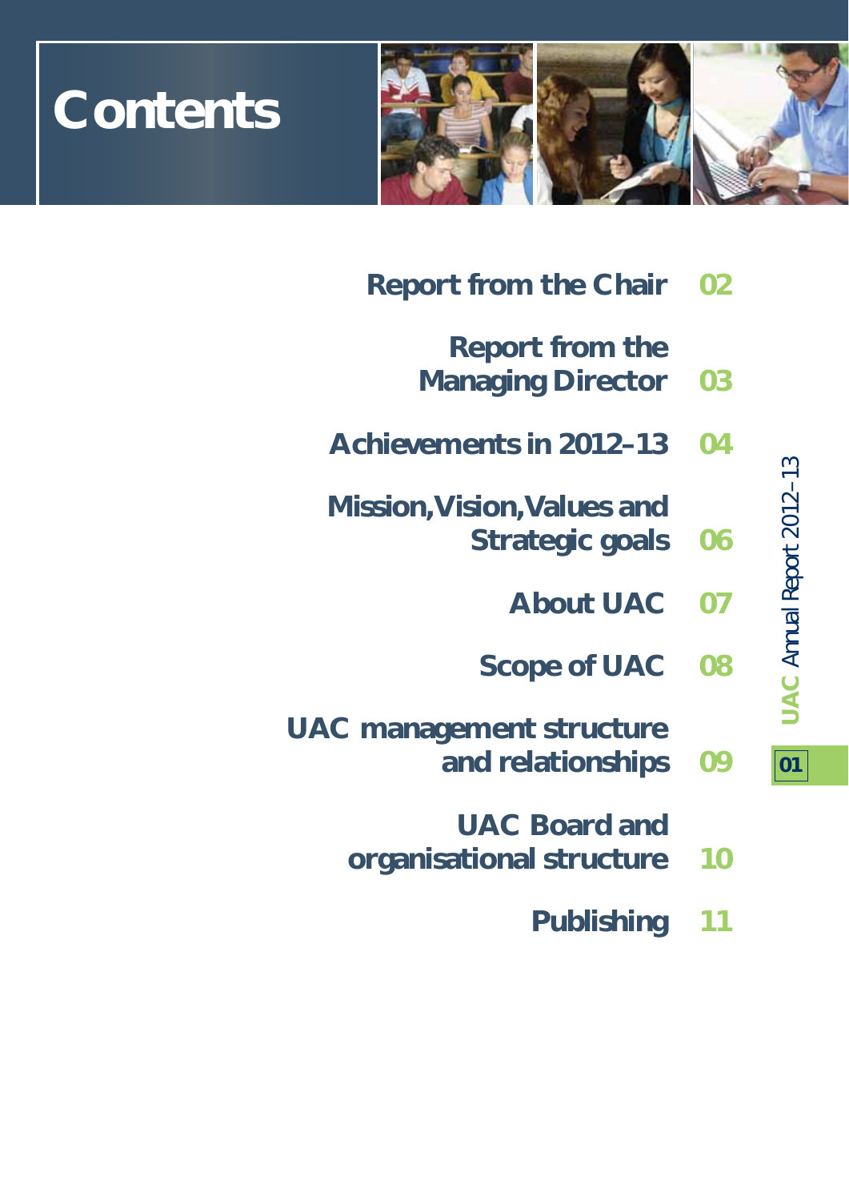# Contents

| | |
|---|---|
| Report from the Chair | 02 |
| Report from the Managing Director | 03 |
| Achievements in 2012–13 | 04 |
| Mission, Vision, Values and Strategic goals | 06 |
| About UAC | 07 |
| Scope of UAC | 08 |
| UAC management structure and relationships | 09 |
| UAC Board and organisational structure | 10 |
| Publishing | 11 |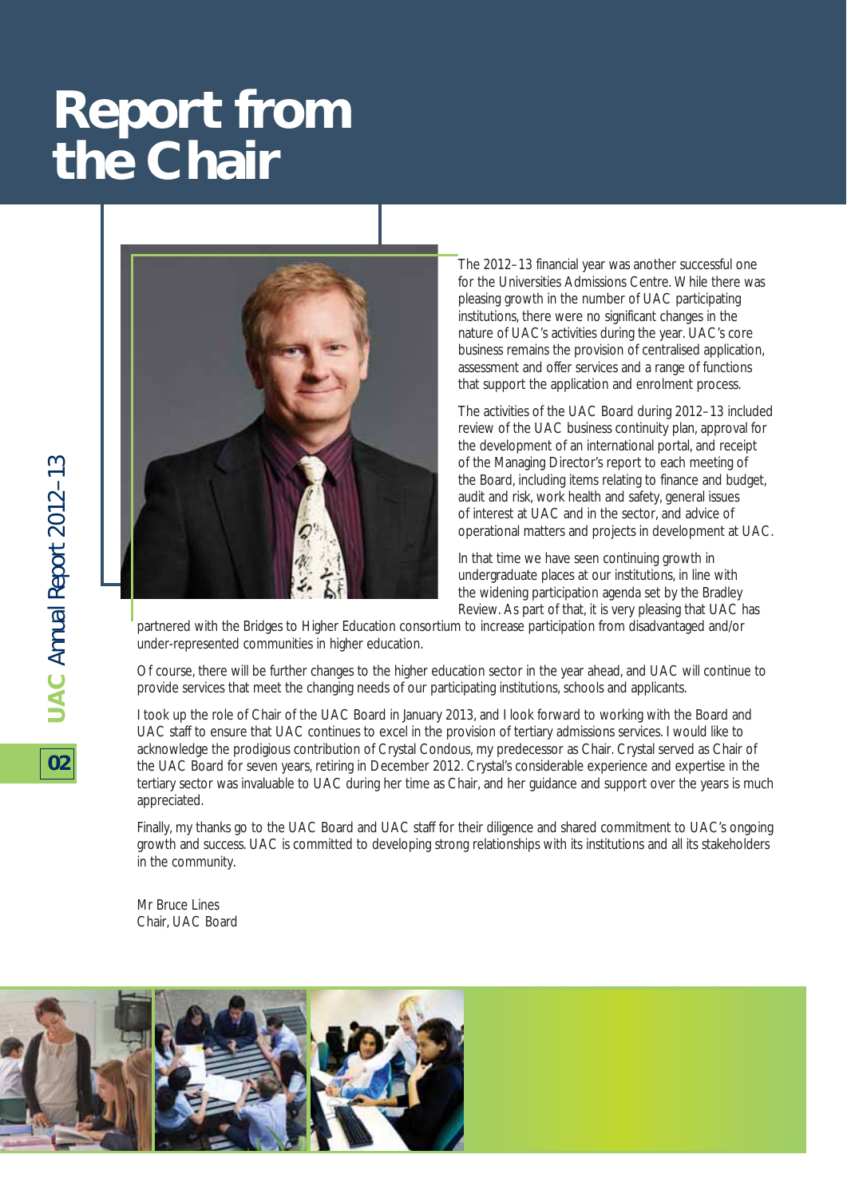# Report from the Chair

The 2012–13 financial year was another successful one for the Universities Admissions Centre. While there was pleasing growth in the number of UAC participating institutions, there were no significant changes in the nature of UAC's activities during the year. UAC's core business remains the provision of centralised application, assessment and offer services and a range of functions that support the application and enrolment process.

The activities of the UAC Board during 2012–13 included review of the UAC business continuity plan, approval for the development of an international portal, and receipt of the Managing Director's report to each meeting of the Board, including items relating to finance and budget, audit and risk, work health and safety, general issues of interest at UAC and in the sector, and advice of operational matters and projects in development at UAC.

In that time we have seen continuing growth in undergraduate places at our institutions, in line with the widening participation agenda set by the Bradley Review. As part of that, it is very pleasing that UAC has partnered with the Bridges to Higher Education consortium to increase participation from disadvantaged and/or under-represented communities in higher education.

Of course, there will be further changes to the higher education sector in the year ahead, and UAC will continue to provide services that meet the changing needs of our participating institutions, schools and applicants.

I took up the role of Chair of the UAC Board in January 2013, and I look forward to working with the Board and UAC staff to ensure that UAC continues to excel in the provision of tertiary admissions services. I would like to acknowledge the prodigious contribution of Crystal Condous, my predecessor as Chair. Crystal served as Chair of the UAC Board for seven years, retiring in December 2012. Crystal's considerable experience and expertise in the tertiary sector was invaluable to UAC during her time as Chair, and her guidance and support over the years is much appreciated.

Finally, my thanks go to the UAC Board and UAC staff for their diligence and shared commitment to UAC's ongoing growth and success. UAC is committed to developing strong relationships with its institutions and all its stakeholders in the community.

Mr Bruce Lines
Chair, UAC Board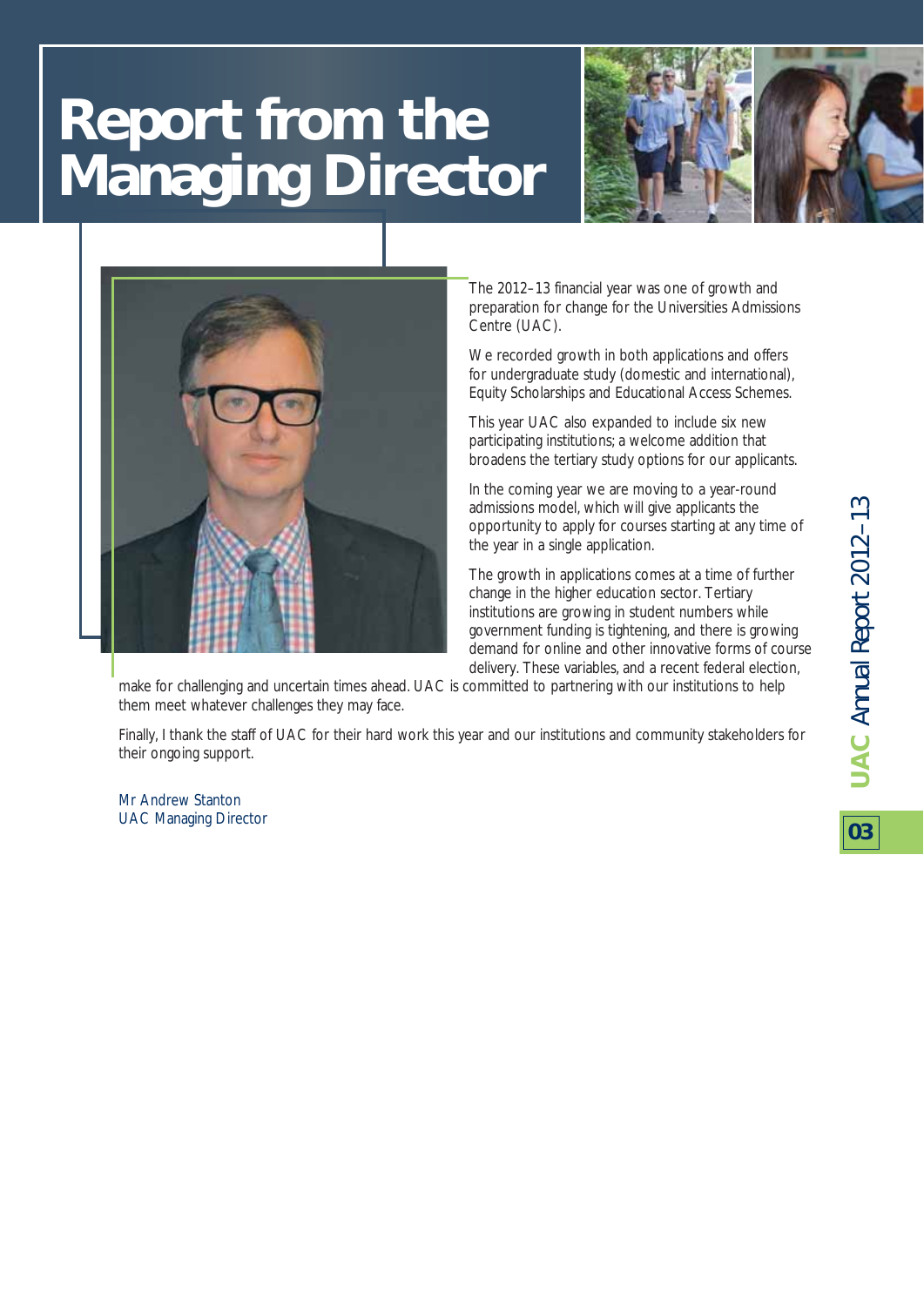# Report from the Managing Director

The 2012–13 financial year was one of growth and preparation for change for the Universities Admissions Centre (UAC).

We recorded growth in both applications and offers for undergraduate study (domestic and international), Equity Scholarships and Educational Access Schemes.

This year UAC also expanded to include six new participating institutions; a welcome addition that broadens the tertiary study options for our applicants.

In the coming year we are moving to a year-round admissions model, which will give applicants the opportunity to apply for courses starting at any time of the year in a single application.

The growth in applications comes at a time of further change in the higher education sector. Tertiary institutions are growing in student numbers while government funding is tightening, and there is growing demand for online and other innovative forms of course delivery. These variables, and a recent federal election, make for challenging and uncertain times ahead. UAC is committed to partnering with our institutions to help them meet whatever challenges they may face.

Finally, I thank the staff of UAC for their hard work this year and our institutions and community stakeholders for their ongoing support.

Mr Andrew Stanton
UAC Managing Director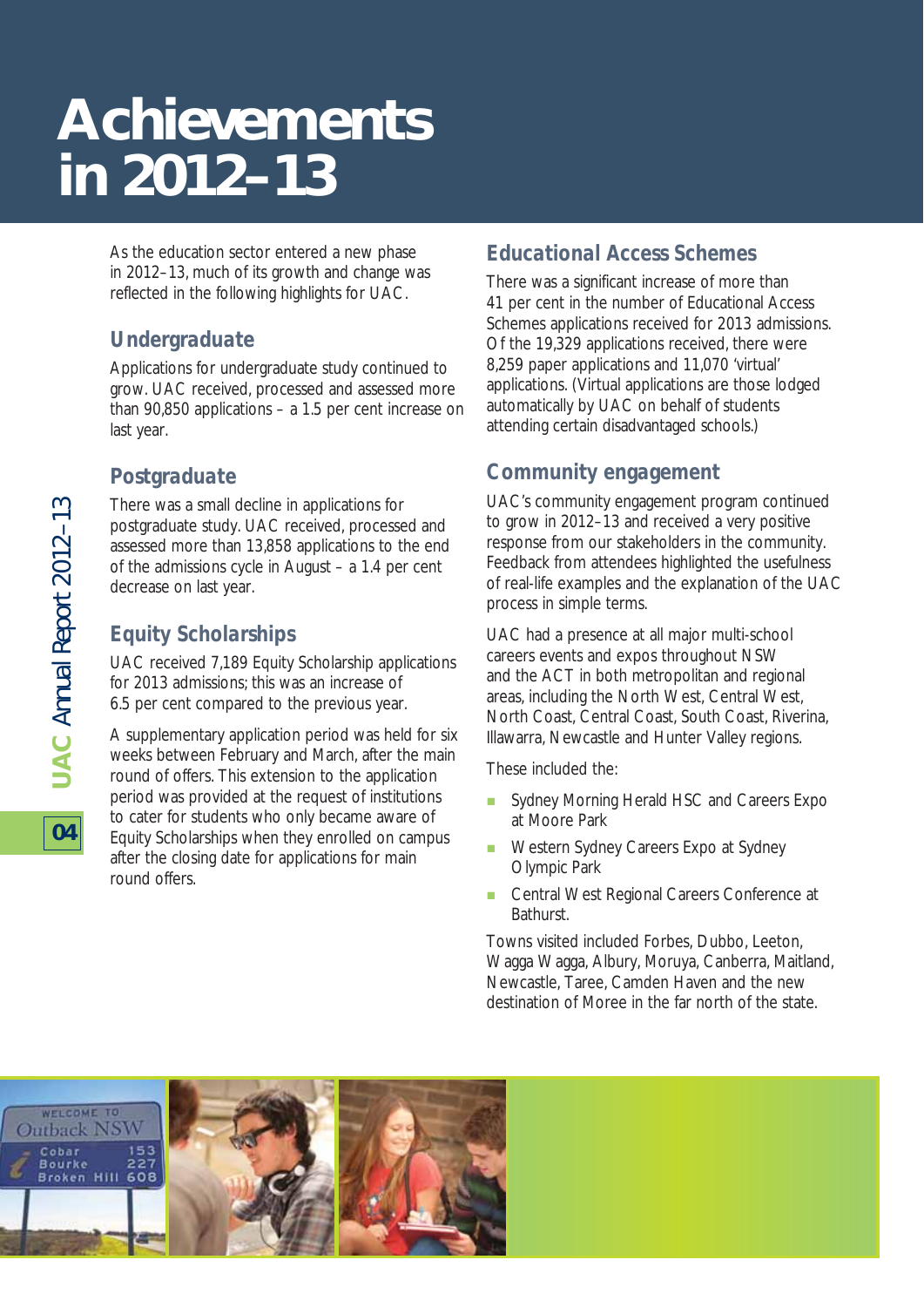# Achievements in 2012–13

As the education sector entered a new phase in 2012–13, much of its growth and change was reflected in the following highlights for UAC.

## Undergraduate

Applications for undergraduate study continued to grow. UAC received, processed and assessed more than 90,850 applications – a 1.5 per cent increase on last year.

## Postgraduate

There was a small decline in applications for postgraduate study. UAC received, processed and assessed more than 13,858 applications to the end of the admissions cycle in August – a 1.4 per cent decrease on last year.

## Equity Scholarships

UAC received 7,189 Equity Scholarship applications for 2013 admissions; this was an increase of 6.5 per cent compared to the previous year.

A supplementary application period was held for six weeks between February and March, after the main round of offers. This extension to the application period was provided at the request of institutions to cater for students who only became aware of Equity Scholarships when they enrolled on campus after the closing date for applications for main round offers.

## Educational Access Schemes

There was a significant increase of more than 41 per cent in the number of Educational Access Schemes applications received for 2013 admissions. Of the 19,329 applications received, there were 8,259 paper applications and 11,070 'virtual' applications. (Virtual applications are those lodged automatically by UAC on behalf of students attending certain disadvantaged schools.)

## Community engagement

UAC's community engagement program continued to grow in 2012–13 and received a very positive response from our stakeholders in the community. Feedback from attendees highlighted the usefulness of real-life examples and the explanation of the UAC process in simple terms.

UAC had a presence at all major multi-school careers events and expos throughout NSW and the ACT in both metropolitan and regional areas, including the North West, Central West, North Coast, Central Coast, South Coast, Riverina, Illawarra, Newcastle and Hunter Valley regions.

These included the:

- Sydney Morning Herald HSC and Careers Expo at Moore Park
- Western Sydney Careers Expo at Sydney Olympic Park
- Central West Regional Careers Conference at Bathurst.

Towns visited included Forbes, Dubbo, Leeton, Wagga Wagga, Albury, Moruya, Canberra, Maitland, Newcastle, Taree, Camden Haven and the new destination of Moree in the far north of the state.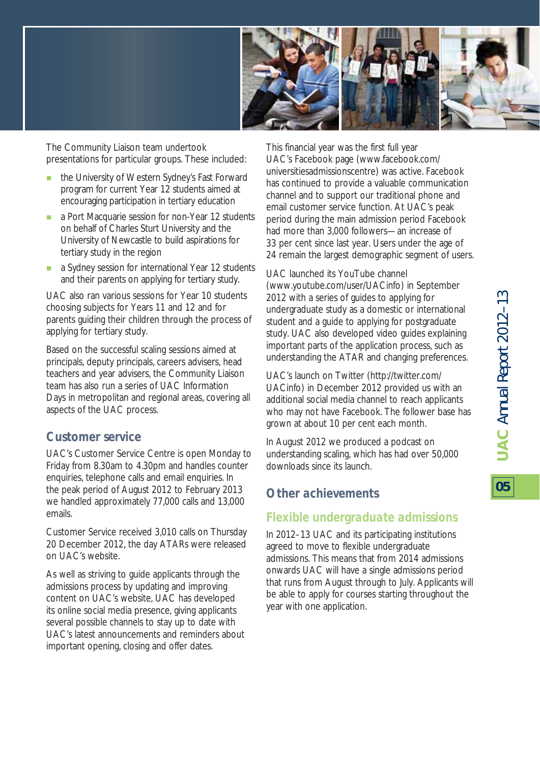The Community Liaison team undertook presentations for particular groups. These included:

- the University of Western Sydney's Fast Forward program for current Year 12 students aimed at encouraging participation in tertiary education
- a Port Macquarie session for non-Year 12 students on behalf of Charles Sturt University and the University of Newcastle to build aspirations for tertiary study in the region
- a Sydney session for international Year 12 students and their parents on applying for tertiary study.

UAC also ran various sessions for Year 10 students choosing subjects for Years 11 and 12 and for parents guiding their children through the process of applying for tertiary study.

Based on the successful scaling sessions aimed at principals, deputy principals, careers advisers, head teachers and year advisers, the Community Liaison team has also run a series of UAC Information Days in metropolitan and regional areas, covering all aspects of the UAC process.

## Customer service

UAC's Customer Service Centre is open Monday to Friday from 8.30am to 4.30pm and handles counter enquiries, telephone calls and email enquiries. In the peak period of August 2012 to February 2013 we handled approximately 77,000 calls and 13,000 emails.

Customer Service received 3,010 calls on Thursday 20 December 2012, the day ATARs were released on UAC's website.

As well as striving to guide applicants through the admissions process by updating and improving content on UAC's website, UAC has developed its online social media presence, giving applicants several possible channels to stay up to date with UAC's latest announcements and reminders about important opening, closing and offer dates.

This financial year was the first full year UAC's Facebook page (www.facebook.com/universitiesadmissionscentre) was active. Facebook has continued to provide a valuable communication channel and to support our traditional phone and email customer service function. At UAC's peak period during the main admission period Facebook had more than 3,000 followers — an increase of 33 per cent since last year. Users under the age of 24 remain the largest demographic segment of users.

UAC launched its YouTube channel (www.youtube.com/user/UACinfo) in September 2012 with a series of guides to applying for undergraduate study as a domestic or international student and a guide to applying for postgraduate study. UAC also developed video guides explaining important parts of the application process, such as understanding the ATAR and changing preferences.

UAC's launch on Twitter (http://twitter.com/UACinfo) in December 2012 provided us with an additional social media channel to reach applicants who may not have Facebook. The follower base has grown at about 10 per cent each month.

In August 2012 we produced a podcast on understanding scaling, which has had over 50,000 downloads since its launch.

## Other achievements

### Flexible undergraduate admissions

In 2012–13 UAC and its participating institutions agreed to move to flexible undergraduate admissions. This means that from 2014 admissions onwards UAC will have a single admissions period that runs from August through to July. Applicants will be able to apply for courses starting throughout the year with one application.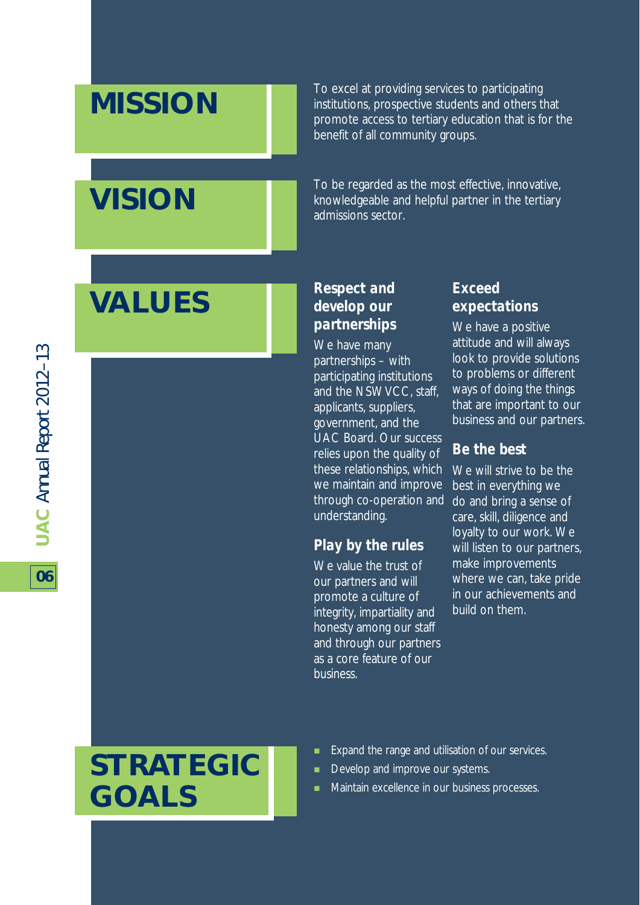# MISSION

To excel at providing services to participating institutions, prospective students and others that promote access to tertiary education that is for the benefit of all community groups.

# VISION

To be regarded as the most effective, innovative, knowledgeable and helpful partner in the tertiary admissions sector.

# VALUES

### Respect and develop our partnerships

We have many partnerships – with participating institutions and the NSW VCC, staff, applicants, suppliers, government, and the UAC Board. Our success relies upon the quality of these relationships, which we maintain and improve through co-operation and understanding.

### Play by the rules

We value the trust of our partners and will promote a culture of integrity, impartiality and honesty among our staff and through our partners as a core feature of our business.

### Exceed expectations

We have a positive attitude and will always look to provide solutions to problems or different ways of doing the things that are important to our business and our partners.

### Be the best

We will strive to be the best in everything we do and bring a sense of care, skill, diligence and loyalty to our work. We will listen to our partners, make improvements where we can, take pride in our achievements and build on them.

# STRATEGIC GOALS

- Expand the range and utilisation of our services.
- Develop and improve our systems.
- Maintain excellence in our business processes.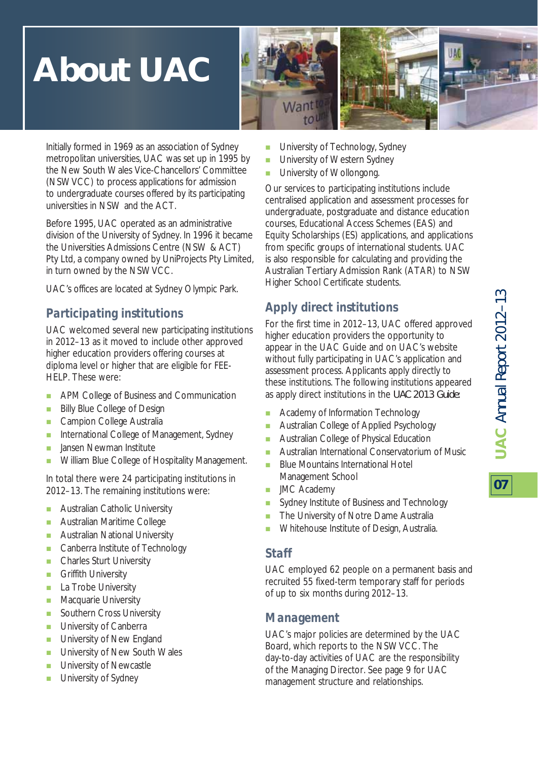# About UAC

Initially formed in 1969 as an association of Sydney metropolitan universities, UAC was set up in 1995 by the New South Wales Vice-Chancellors' Committee (NSWVCC) to process applications for admission to undergraduate courses offered by its participating universities in NSW and the ACT.

Before 1995, UAC operated as an administrative division of the University of Sydney. In 1996 it became the Universities Admissions Centre (NSW & ACT) Pty Ltd, a company owned by UniProjects Pty Limited, in turn owned by the NSWVCC.

UAC's offices are located at Sydney Olympic Park.

## Participating institutions

UAC welcomed several new participating institutions in 2012–13 as it moved to include other approved higher education providers offering courses at diploma level or higher that are eligible for FEE-HELP. These were:

- APM College of Business and Communication
- Billy Blue College of Design
- Campion College Australia
- International College of Management, Sydney
- Jansen Newman Institute
- William Blue College of Hospitality Management.

In total there were 24 participating institutions in 2012–13. The remaining institutions were:

- Australian Catholic University
- Australian Maritime College
- Australian National University
- Canberra Institute of Technology
- Charles Sturt University
- Griffith University
- La Trobe University
- Macquarie University
- Southern Cross University
- University of Canberra
- University of New England
- University of New South Wales
- University of Newcastle
- University of Sydney
- University of Technology, Sydney
- University of Western Sydney
- University of Wollongong.

Our services to participating institutions include centralised application and assessment processes for undergraduate, postgraduate and distance education courses, Educational Access Schemes (EAS) and Equity Scholarships (ES) applications, and applications from specific groups of international students. UAC is also responsible for calculating and providing the Australian Tertiary Admission Rank (ATAR) to NSW Higher School Certificate students.

## Apply direct institutions

For the first time in 2012–13, UAC offered approved higher education providers the opportunity to appear in the UAC Guide and on UAC's website without fully participating in UAC's application and assessment process. Applicants apply directly to these institutions. The following institutions appeared as apply direct institutions in the *UAC 2013 Guide*:

- Academy of Information Technology
- Australian College of Applied Psychology
- Australian College of Physical Education
- Australian International Conservatorium of Music
- Blue Mountains International Hotel Management School
- JMC Academy
- Sydney Institute of Business and Technology
- The University of Notre Dame Australia
- Whitehouse Institute of Design, Australia.

## Staff

UAC employed 62 people on a permanent basis and recruited 55 fixed-term temporary staff for periods of up to six months during 2012–13.

## Management

UAC's major policies are determined by the UAC Board, which reports to the NSWVCC. The day-to-day activities of UAC are the responsibility of the Managing Director. See page 9 for UAC management structure and relationships.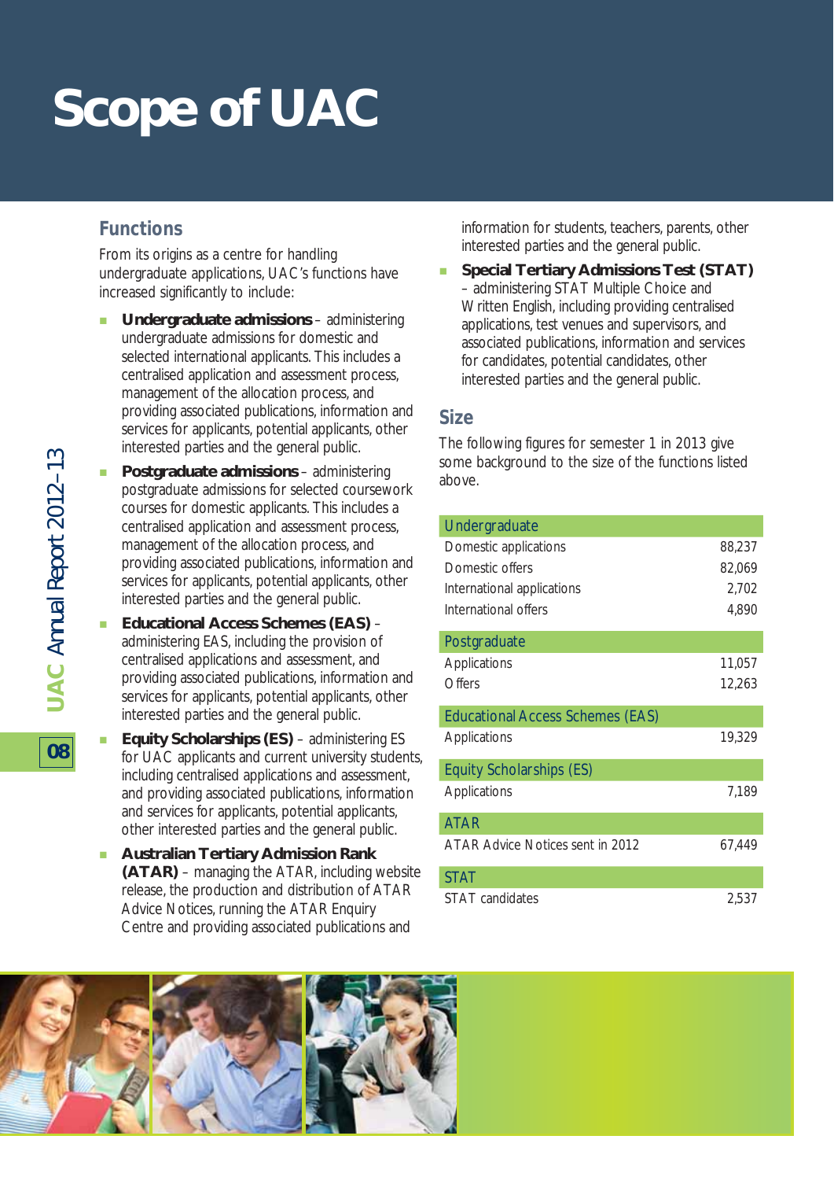# Scope of UAC

## Functions

From its origins as a centre for handling undergraduate applications, UAC's functions have increased significantly to include:

- **Undergraduate admissions** – administering undergraduate admissions for domestic and selected international applicants. This includes a centralised application and assessment process, management of the allocation process, and providing associated publications, information and services for applicants, potential applicants, other interested parties and the general public.
- **Postgraduate admissions** – administering postgraduate admissions for selected coursework courses for domestic applicants. This includes a centralised application and assessment process, management of the allocation process, and providing associated publications, information and services for applicants, potential applicants, other interested parties and the general public.
- **Educational Access Schemes (EAS)** – administering EAS, including the provision of centralised applications and assessment, and providing associated publications, information and services for applicants, potential applicants, other interested parties and the general public.
- **Equity Scholarships (ES)** – administering ES for UAC applicants and current university students, including centralised applications and assessment, and providing associated publications, information and services for applicants, potential applicants, other interested parties and the general public.
- **Australian Tertiary Admission Rank (ATAR)** – managing the ATAR, including website release, the production and distribution of ATAR Advice Notices, running the ATAR Enquiry Centre and providing associated publications and information for students, teachers, parents, other interested parties and the general public.
- **Special Tertiary Admissions Test (STAT)** – administering STAT Multiple Choice and Written English, including providing centralised applications, test venues and supervisors, and associated publications, information and services for candidates, potential candidates, other interested parties and the general public.

## Size

The following figures for semester 1 in 2013 give some background to the size of the functions listed above.

| Undergraduate | |
|---|---|
| Domestic applications | 88,237 |
| Domestic offers | 82,069 |
| International applications | 2,702 |
| International offers | 4,890 |
| **Postgraduate** | |
| Applications | 11,057 |
| Offers | 12,263 |
| **Educational Access Schemes (EAS)** | |
| Applications | 19,329 |
| **Equity Scholarships (ES)** | |
| Applications | 7,189 |
| **ATAR** | |
| ATAR Advice Notices sent in 2012 | 67,449 |
| **STAT** | |
| STAT candidates | 2,537 |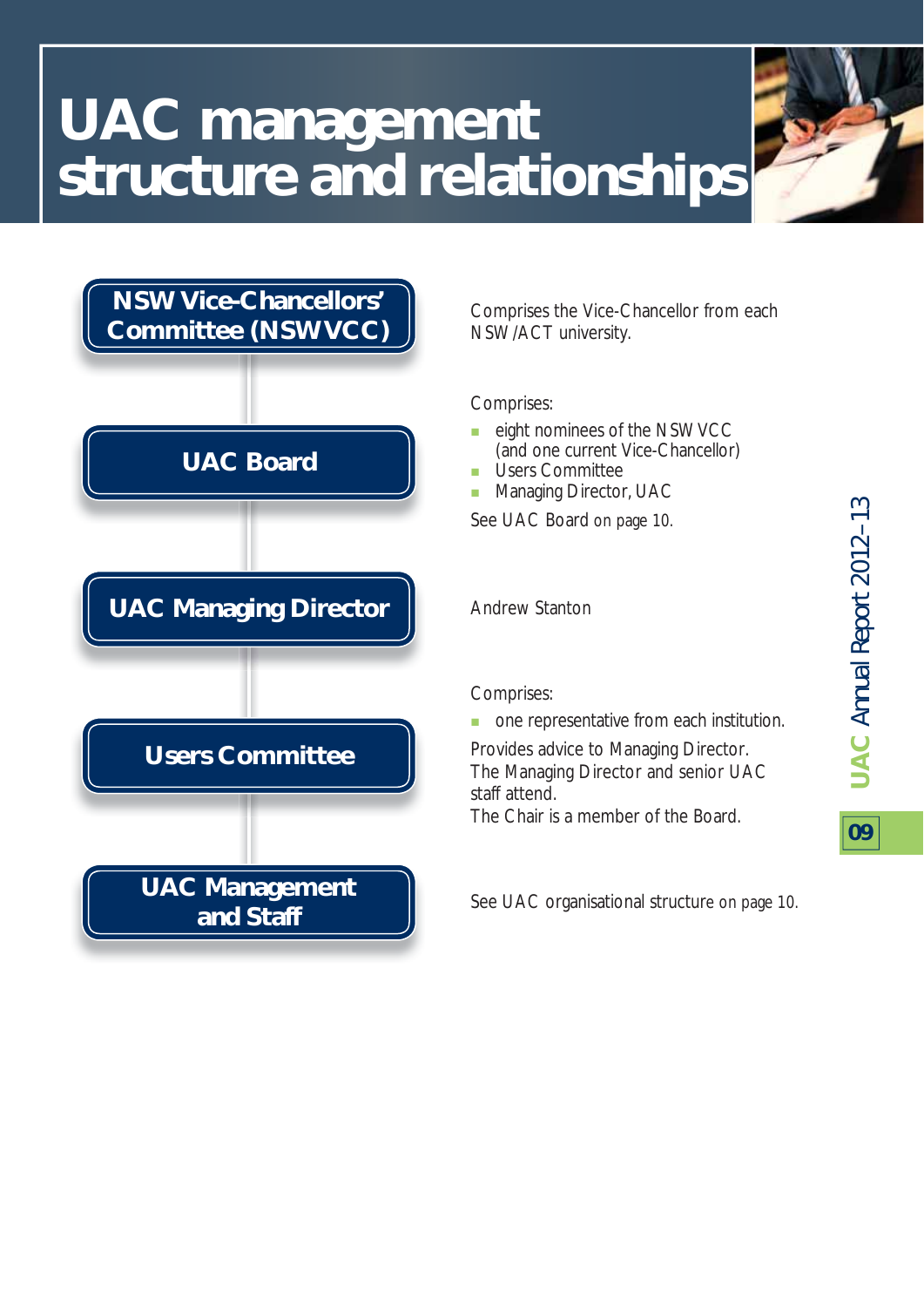# UAC management structure and relationships

## NSW Vice-Chancellors' Committee (NSWVCC)

Comprises the Vice-Chancellor from each NSW/ACT university.

## UAC Board

Comprises:

- eight nominees of the NSWVCC (and one current Vice-Chancellor)
- Users Committee
- Managing Director, UAC

See UAC Board on page 10.

## UAC Managing Director

Andrew Stanton

## Users Committee

Comprises:

- one representative from each institution.

Provides advice to Managing Director.
The Managing Director and senior UAC staff attend.
The Chair is a member of the Board.

## UAC Management and Staff

See UAC organisational structure on page 10.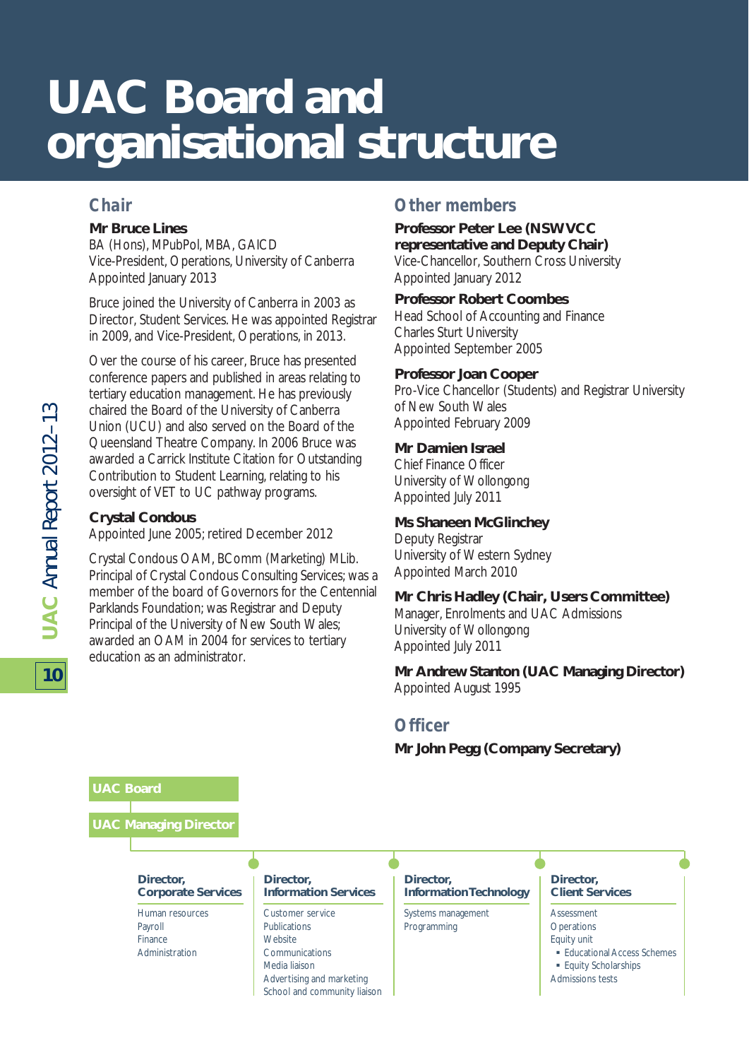# UAC Board and organisational structure

## Chair

**Mr Bruce Lines**
BA (Hons), MPubPol, MBA, GAICD
Vice-President, Operations, University of Canberra
Appointed January 2013

Bruce joined the University of Canberra in 2003 as Director, Student Services. He was appointed Registrar in 2009, and Vice-President, Operations, in 2013.

Over the course of his career, Bruce has presented conference papers and published in areas relating to tertiary education management. He has previously chaired the Board of the University of Canberra Union (UCU) and also served on the Board of the Queensland Theatre Company. In 2006 Bruce was awarded a Carrick Institute Citation for Outstanding Contribution to Student Learning, relating to his oversight of VET to UC pathway programs.

**Crystal Condous**
Appointed June 2005; retired December 2012

Crystal Condous OAM, BComm (Marketing) MLib. Principal of Crystal Condous Consulting Services; was a member of the board of Governors for the Centennial Parklands Foundation; was Registrar and Deputy Principal of the University of New South Wales; awarded an OAM in 2004 for services to tertiary education as an administrator.

## Other members

**Professor Peter Lee (NSWVCC representative and Deputy Chair)**
Vice-Chancellor, Southern Cross University
Appointed January 2012

**Professor Robert Coombes**
Head School of Accounting and Finance
Charles Sturt University
Appointed September 2005

**Professor Joan Cooper**
Pro-Vice Chancellor (Students) and Registrar University of New South Wales
Appointed February 2009

**Mr Damien Israel**
Chief Finance Officer
University of Wollongong
Appointed July 2011

**Ms Shaneen McGlinchey**
Deputy Registrar
University of Western Sydney
Appointed March 2010

**Mr Chris Hadley (Chair, Users Committee)**
Manager, Enrolments and UAC Admissions
University of Wollongong
Appointed July 2011

**Mr Andrew Stanton (UAC Managing Director)**
Appointed August 1995

## Officer

**Mr John Pegg (Company Secretary)**

**UAC Board**

**UAC Managing Director**

**Director, Corporate Services**
- Human resources
- Payroll
- Finance
- Administration

**Director, Information Services**
- Customer service
- Publications
- Website
- Communications
- Media liaison
- Advertising and marketing
- School and community liaison

**Director, Information Technology**
- Systems management
- Programming

**Director, Client Services**
- Assessment
- Operations
- Equity unit
  - Educational Access Schemes
  - Equity Scholarships
- Admissions tests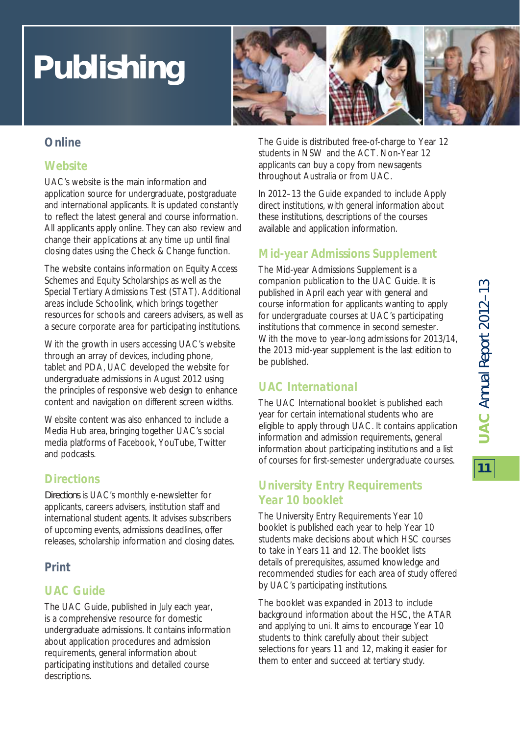# Publishing

## Online

### Website

UAC's website is the main information and application source for undergraduate, postgraduate and international applicants. It is updated constantly to reflect the latest general and course information. All applicants apply online. They can also review and change their applications at any time up until final closing dates using the Check & Change function.

The website contains information on Equity Access Schemes and Equity Scholarships as well as the Special Tertiary Admissions Test (STAT). Additional areas include Schoolink, which brings together resources for schools and careers advisers, as well as a secure corporate area for participating institutions.

With the growth in users accessing UAC's website through an array of devices, including phone, tablet and PDA, UAC developed the website for undergraduate admissions in August 2012 using the principles of responsive web design to enhance content and navigation on different screen widths.

Website content was also enhanced to include a Media Hub area, bringing together UAC's social media platforms of Facebook, YouTube, Twitter and podcasts.

### Directions

*Directions* is UAC's monthly e-newsletter for applicants, careers advisers, institution staff and international student agents. It advises subscribers of upcoming events, admissions deadlines, offer releases, scholarship information and closing dates.

## Print

### UAC Guide

The UAC Guide, published in July each year, is a comprehensive resource for domestic undergraduate admissions. It contains information about application procedures and admission requirements, general information about participating institutions and detailed course descriptions.

The Guide is distributed free-of-charge to Year 12 students in NSW and the ACT. Non-Year 12 applicants can buy a copy from newsagents throughout Australia or from UAC.

In 2012–13 the Guide expanded to include Apply direct institutions, with general information about these institutions, descriptions of the courses available and application information.

### Mid-year Admissions Supplement

The Mid-year Admissions Supplement is a companion publication to the UAC Guide. It is published in April each year with general and course information for applicants wanting to apply for undergraduate courses at UAC's participating institutions that commence in second semester. With the move to year-long admissions for 2013/14, the 2013 mid-year supplement is the last edition to be published.

### UAC International

The UAC International booklet is published each year for certain international students who are eligible to apply through UAC. It contains application information and admission requirements, general information about participating institutions and a list of courses for first-semester undergraduate courses.

### University Entry Requirements Year 10 booklet

The University Entry Requirements Year 10 booklet is published each year to help Year 10 students make decisions about which HSC courses to take in Years 11 and 12. The booklet lists details of prerequisites, assumed knowledge and recommended studies for each area of study offered by UAC's participating institutions.

The booklet was expanded in 2013 to include background information about the HSC, the ATAR and applying to uni. It aims to encourage Year 10 students to think carefully about their subject selections for years 11 and 12, making it easier for them to enter and succeed at tertiary study.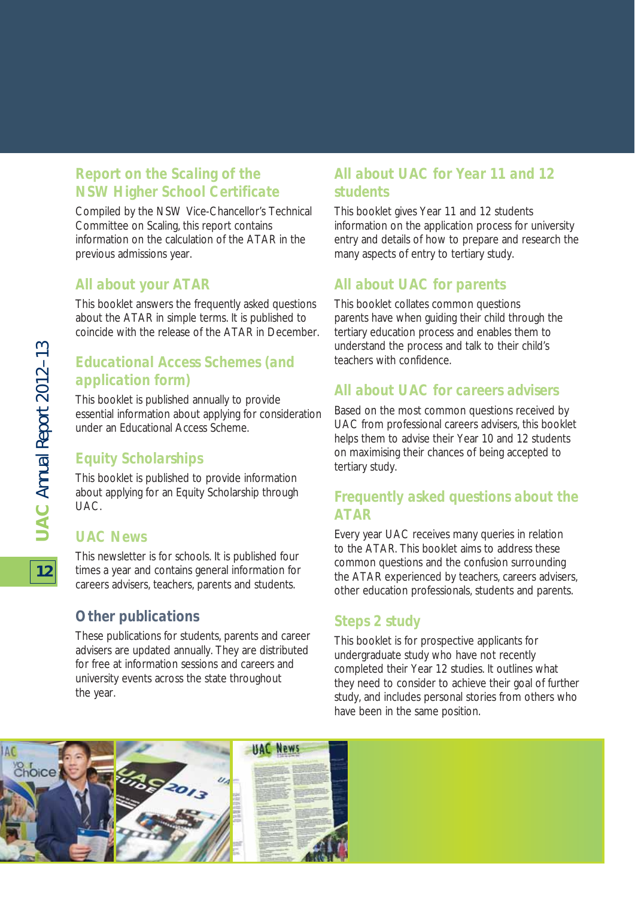## Report on the Scaling of the NSW Higher School Certificate

Compiled by the NSW Vice-Chancellor's Technical Committee on Scaling, this report contains information on the calculation of the ATAR in the previous admissions year.

## All about your ATAR

This booklet answers the frequently asked questions about the ATAR in simple terms. It is published to coincide with the release of the ATAR in December.

## Educational Access Schemes (and application form)

This booklet is published annually to provide essential information about applying for consideration under an Educational Access Scheme.

## Equity Scholarships

This booklet is published to provide information about applying for an Equity Scholarship through UAC.

## UAC News

This newsletter is for schools. It is published four times a year and contains general information for careers advisers, teachers, parents and students.

## Other publications

These publications for students, parents and career advisers are updated annually. They are distributed for free at information sessions and careers and university events across the state throughout the year.

## All about UAC for Year 11 and 12 students

This booklet gives Year 11 and 12 students information on the application process for university entry and details of how to prepare and research the many aspects of entry to tertiary study.

## All about UAC for parents

This booklet collates common questions parents have when guiding their child through the tertiary education process and enables them to understand the process and talk to their child's teachers with confidence.

## All about UAC for careers advisers

Based on the most common questions received by UAC from professional careers advisers, this booklet helps them to advise their Year 10 and 12 students on maximising their chances of being accepted to tertiary study.

## Frequently asked questions about the ATAR

Every year UAC receives many queries in relation to the ATAR. This booklet aims to address these common questions and the confusion surrounding the ATAR experienced by teachers, careers advisers, other education professionals, students and parents.

## Steps 2 study

This booklet is for prospective applicants for undergraduate study who have not recently completed their Year 12 studies. It outlines what they need to consider to achieve their goal of further study, and includes personal stories from others who have been in the same position.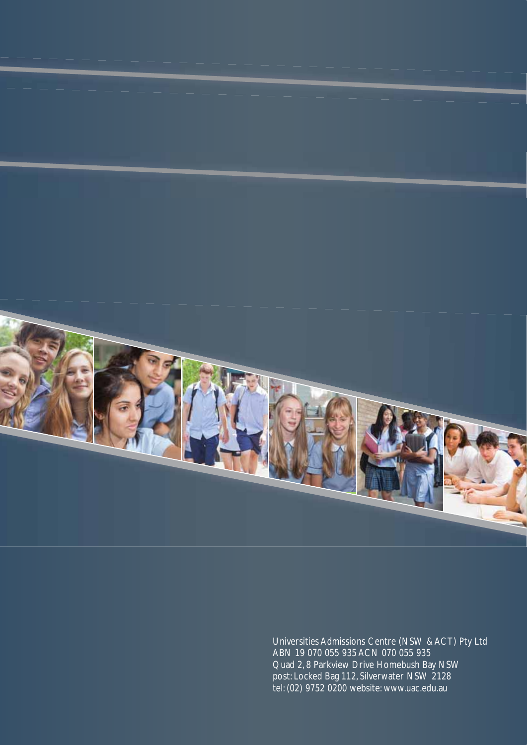Universities Admissions Centre (NSW & ACT) Pty Ltd
ABN 19 070 055 935 ACN 070 055 935
Quad 2, 8 Parkview Drive Homebush Bay NSW
post: Locked Bag 112, Silverwater NSW 2128
tel: (02) 9752 0200 website: www.uac.edu.au